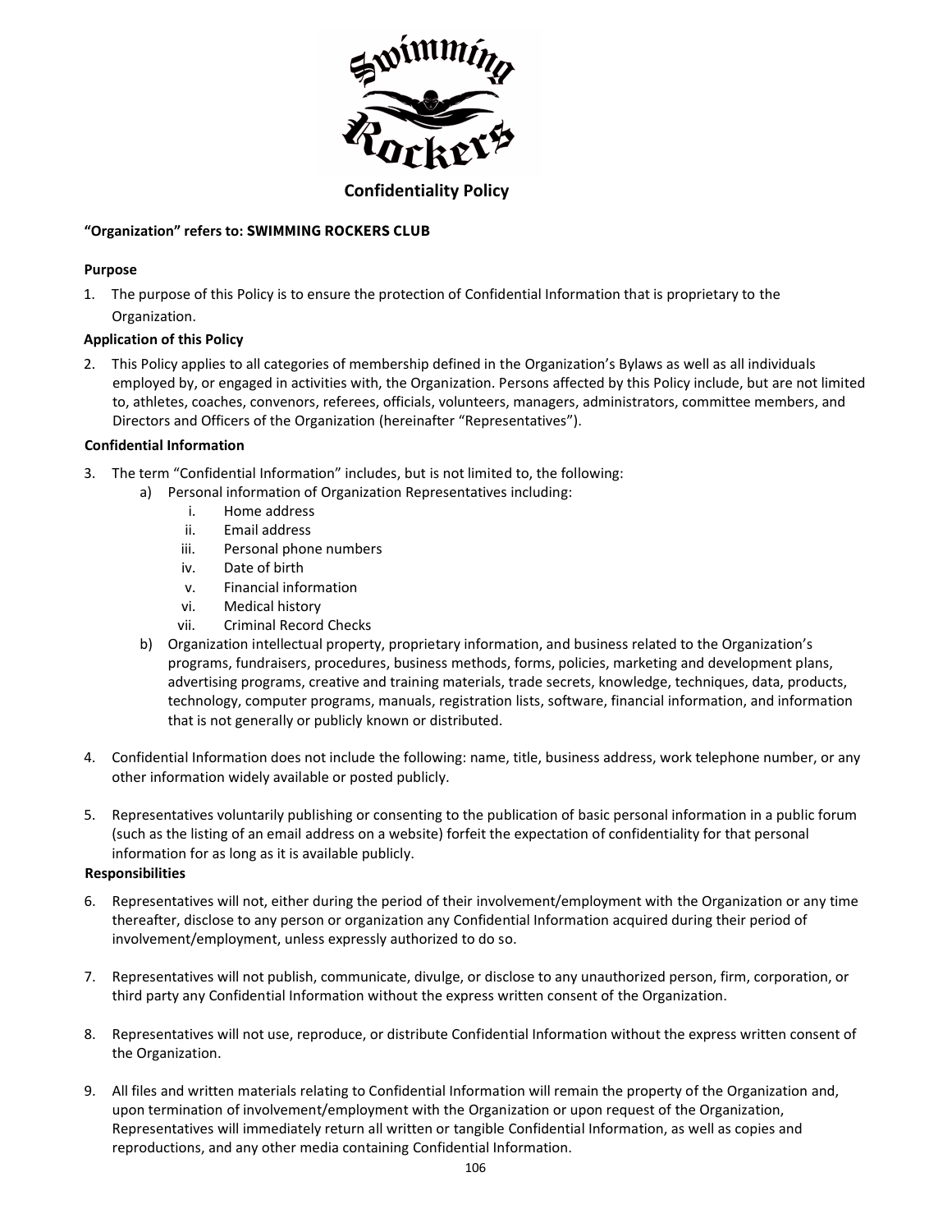# Confidentiality Policy

**"Organization" refers to: SWIMMING ROCKERS CLUB**

## Purpose

1. The purpose of this Policy is to ensure the protection of Confidential Information that is proprietary to the Organization.

## Application of this Policy

2. This Policy applies to all categories of membership defined in the Organization's Bylaws as well as all individuals employed by, or engaged in activities with, the Organization. Persons affected by this Policy include, but are not limited to, athletes, coaches, convenors, referees, officials, volunteers, managers, administrators, committee members, and Directors and Officers of the Organization (hereinafter "Representatives").

## Confidential Information

3. The term "Confidential Information" includes, but is not limited to, the following:
   a) Personal information of Organization Representatives including:
      i. Home address
      ii. Email address
      iii. Personal phone numbers
      iv. Date of birth
      v. Financial information
      vi. Medical history
      vii. Criminal Record Checks
   b) Organization intellectual property, proprietary information, and business related to the Organization's programs, fundraisers, procedures, business methods, forms, policies, marketing and development plans, advertising programs, creative and training materials, trade secrets, knowledge, techniques, data, products, technology, computer programs, manuals, registration lists, software, financial information, and information that is not generally or publicly known or distributed.

4. Confidential Information does not include the following: name, title, business address, work telephone number, or any other information widely available or posted publicly.

5. Representatives voluntarily publishing or consenting to the publication of basic personal information in a public forum (such as the listing of an email address on a website) forfeit the expectation of confidentiality for that personal information for as long as it is available publicly.

## Responsibilities

6. Representatives will not, either during the period of their involvement/employment with the Organization or any time thereafter, disclose to any person or organization any Confidential Information acquired during their period of involvement/employment, unless expressly authorized to do so.

7. Representatives will not publish, communicate, divulge, or disclose to any unauthorized person, firm, corporation, or third party any Confidential Information without the express written consent of the Organization.

8. Representatives will not use, reproduce, or distribute Confidential Information without the express written consent of the Organization.

9. All files and written materials relating to Confidential Information will remain the property of the Organization and, upon termination of involvement/employment with the Organization or upon request of the Organization, Representatives will immediately return all written or tangible Confidential Information, as well as copies and reproductions, and any other media containing Confidential Information.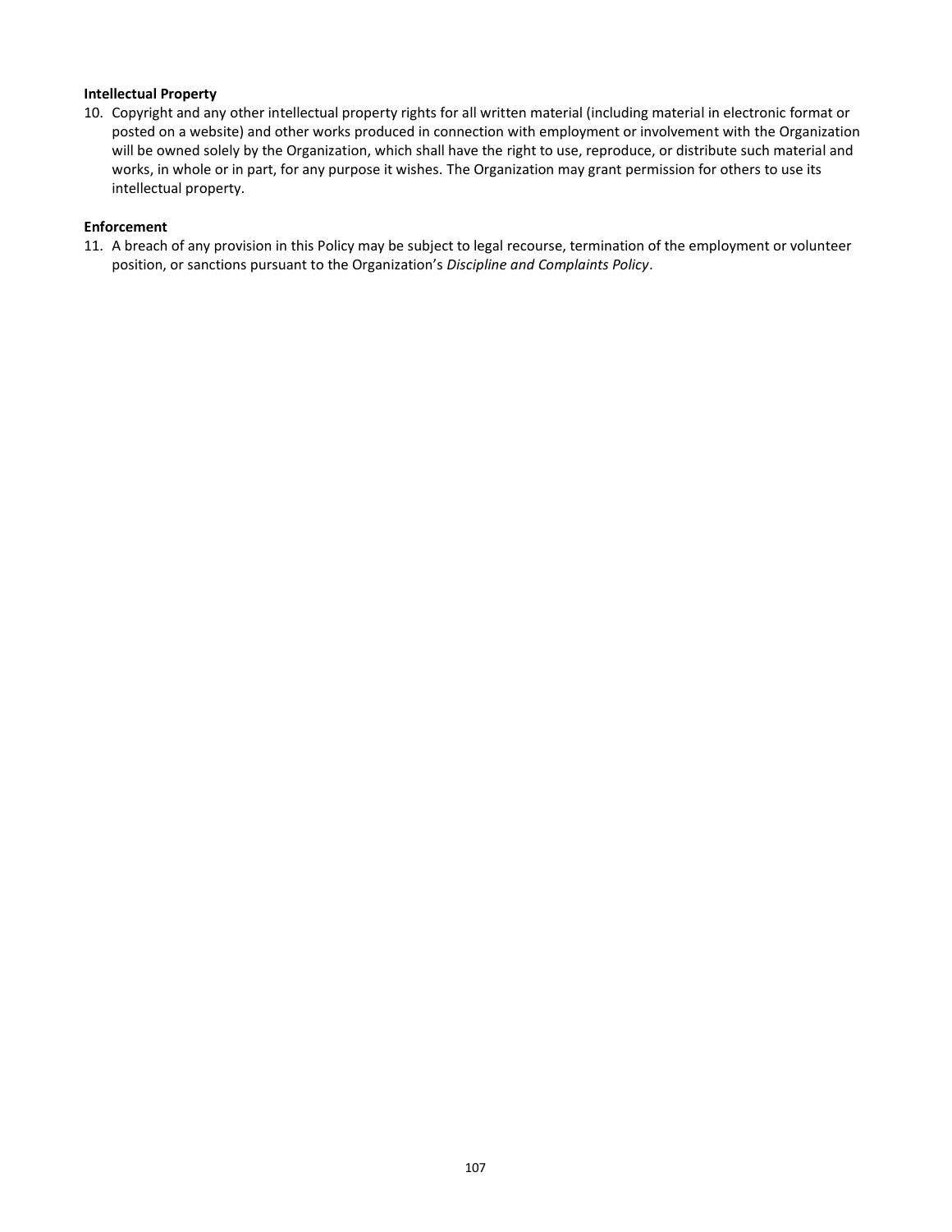**Intellectual Property**

10. Copyright and any other intellectual property rights for all written material (including material in electronic format or posted on a website) and other works produced in connection with employment or involvement with the Organization will be owned solely by the Organization, which shall have the right to use, reproduce, or distribute such material and works, in whole or in part, for any purpose it wishes. The Organization may grant permission for others to use its intellectual property.

**Enforcement**

11. A breach of any provision in this Policy may be subject to legal recourse, termination of the employment or volunteer position, or sanctions pursuant to the Organization's *Discipline and Complaints Policy*.